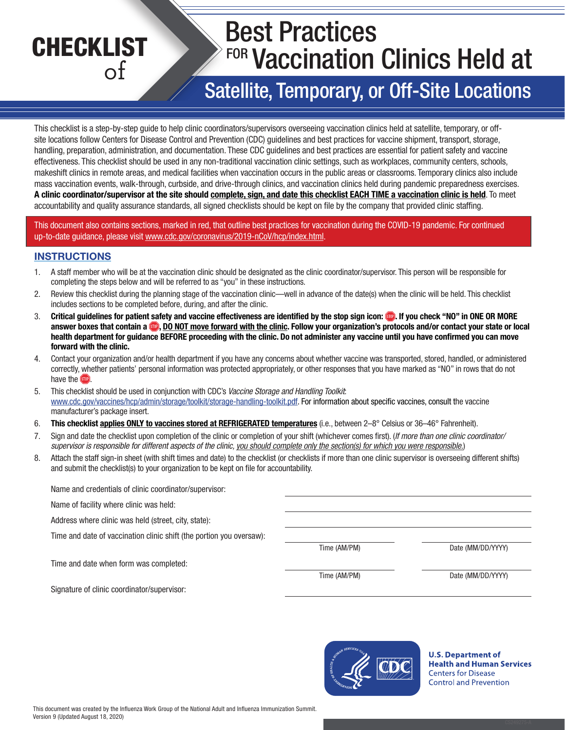# CHECKLIST of Best Practices FOR Vaccination Clinics Held at Satellite, Temporary, or Off-Site Locations

This checklist is a step-by-step guide to help clinic coordinators/supervisors overseeing vaccination clinics held at satellite, temporary, or off-site locations follow Centers for Disease Control and Prevention (CDC) guidelines and best practices for vaccine shipment, transport, storage, handling, preparation, administration, and documentation. These CDC guidelines and best practices are essential for patient safety and vaccine effectiveness. This checklist should be used in any non-traditional vaccination clinic settings, such as workplaces, community centers, schools, makeshift clinics in remote areas, and medical facilities when vaccination occurs in the public areas or classrooms. Temporary clinics also include mass vaccination events, walk-through, curbside, and drive-through clinics, and vaccination clinics held during pandemic preparedness exercises. **A clinic coordinator/supervisor at the site should complete, sign, and date this checklist EACH TIME a vaccination clinic is held**. To meet accountability and quality assurance standards, all signed checklists should be kept on file by the company that provided clinic staffing.

This document also contains sections, marked in red, that outline best practices for vaccination during the COVID-19 pandemic. For continued up-to-date guidance, please visit www.cdc.gov/coronavirus/2019-nCoV/hcp/index.html.

## INSTRUCTIONS

1. A staff member who will be at the vaccination clinic should be designated as the clinic coordinator/supervisor. This person will be responsible for completing the steps below and will be referred to as "you" in these instructions.
2. Review this checklist during the planning stage of the vaccination clinic—well in advance of the date(s) when the clinic will be held. This checklist includes sections to be completed before, during, and after the clinic.
3. **Critical guidelines for patient safety and vaccine effectiveness are identified by the stop sign icon: STOP. If you check "NO" in ONE OR MORE answer boxes that contain a STOP, DO NOT move forward with the clinic. Follow your organization's protocols and/or contact your state or local health department for guidance BEFORE proceeding with the clinic. Do not administer any vaccine until you have confirmed you can move forward with the clinic.**
4. Contact your organization and/or health department if you have any concerns about whether vaccine was transported, stored, handled, or administered correctly, whether patients' personal information was protected appropriately, or other responses that you have marked as "NO" in rows that do not have the STOP.
5. This checklist should be used in conjunction with CDC's *Vaccine Storage and Handling Toolkit*: www.cdc.gov/vaccines/hcp/admin/storage/toolkit/storage-handling-toolkit.pdf. For information about specific vaccines, consult the vaccine manufacturer's package insert.
6. **This checklist applies ONLY to vaccines stored at REFRIGERATED temperatures** (i.e., between 2–8° Celsius or 36–46° Fahrenheit).
7. Sign and date the checklist upon completion of the clinic or completion of your shift (whichever comes first). (*If more than one clinic coordinator/supervisor is responsible for different aspects of the clinic, you should complete only the section(s) for which you were responsible.*)
8. Attach the staff sign-in sheet (with shift times and date) to the checklist (or checklists if more than one clinic supervisor is overseeing different shifts) and submit the checklist(s) to your organization to be kept on file for accountability.

Name and credentials of clinic coordinator/supervisor: ______________________

Name of facility where clinic was held: ______________________

Address where clinic was held (street, city, state): ______________________

Time and date of vaccination clinic shift (the portion you oversaw): __________ Time (AM/PM) __________ Date (MM/DD/YYYY)

Time and date when form was completed: __________ Time (AM/PM) __________ Date (MM/DD/YYYY)

Signature of clinic coordinator/supervisor: ______________________

U.S. Department of Health and Human Services
Centers for Disease Control and Prevention

This document was created by the Influenza Work Group of the National Adult and Influenza Immunization Summit.
Version 9 (Updated August 18, 2020)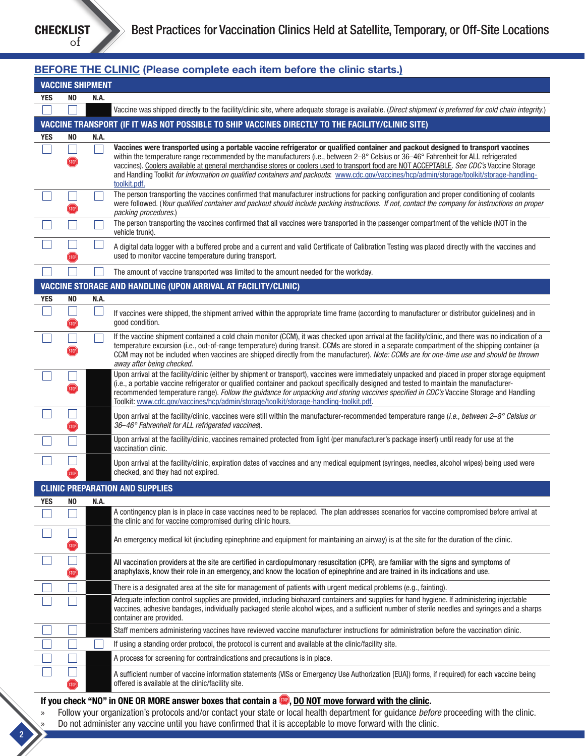# CHECKLIST of Best Practices for Vaccination Clinics Held at Satellite, Temporary, or Off-Site Locations

## BEFORE THE CLINIC (Please complete each item before the clinic starts.)

### VACCINE SHIPMENT

| YES | NO | N.A. | |
|---|---|---|---|
| ☐ | ☐ | ■ | Vaccine was shipped directly to the facility/clinic site, where adequate storage is available. (*Direct shipment is preferred for cold chain integrity.*) |

### VACCINE TRANSPORT (IF IT WAS NOT POSSIBLE TO SHIP VACCINES DIRECTLY TO THE FACILITY/CLINIC SITE)

| YES | NO | N.A. | |
|---|---|---|---|
| ☐ | ☐ STOP | ☐ | **Vaccines were transported using a portable vaccine refrigerator or qualified container and packout designed to transport vaccines** within the temperature range recommended by the manufacturers (i.e., between 2–8° Celsius or 36–46° Fahrenheit for ALL refrigerated vaccines). Coolers available at general merchandise stores or coolers used to transport food are NOT ACCEPTABLE. *See CDC's* Vaccine Storage and Handling Toolkit *for information on qualified containers and packouts*: www.cdc.gov/vaccines/hcp/admin/storage/toolkit/storage-handling-toolkit.pdf. |
| ☐ | ☐ STOP | ☐ | The person transporting the vaccines confirmed that manufacturer instructions for packing configuration and proper conditioning of coolants were followed. (*Your qualified container and packout should include packing instructions. If not, contact the company for instructions on proper packing procedures.*) |
| ☐ | ☐ | ☐ | The person transporting the vaccines confirmed that all vaccines were transported in the passenger compartment of the vehicle (NOT in the vehicle trunk). |
| ☐ | ☐ STOP | ☐ | A digital data logger with a buffered probe and a current and valid Certificate of Calibration Testing was placed directly with the vaccines and used to monitor vaccine temperature during transport. |
| ☐ | ☐ | ☐ | The amount of vaccine transported was limited to the amount needed for the workday. |

### VACCINE STORAGE AND HANDLING (UPON ARRIVAL AT FACILITY/CLINIC)

| YES | NO | N.A. | |
|---|---|---|---|
| ☐ | ☐ STOP | ☐ | If vaccines were shipped, the shipment arrived within the appropriate time frame (according to manufacturer or distributor guidelines) and in good condition. |
| ☐ | ☐ STOP | ☐ | If the vaccine shipment contained a cold chain monitor (CCM), it was checked upon arrival at the facility/clinic, and there was no indication of a temperature excursion (i.e., out-of-range temperature) during transit. CCMs are stored in a separate compartment of the shipping container (a CCM may not be included when vaccines are shipped directly from the manufacturer). *Note: CCMs are for one-time use and should be thrown away after being checked.* |
| ☐ | ☐ STOP | ■ | Upon arrival at the facility/clinic (either by shipment or transport), vaccines were immediately unpacked and placed in proper storage equipment (i.e., a portable vaccine refrigerator or qualified container and packout specifically designed and tested to maintain the manufacturer-recommended temperature range). *Follow the guidance for unpacking and storing vaccines specified in CDC's* Vaccine Storage and Handling Toolkit: www.cdc.gov/vaccines/hcp/admin/storage/toolkit/storage-handling-toolkit.pdf. |
| ☐ | ☐ STOP | ■ | Upon arrival at the facility/clinic, vaccines were still within the manufacturer-recommended temperature range (*i.e., between 2–8° Celsius or 36–46° Fahrenheit for ALL refrigerated vaccines*). |
| ☐ | ☐ | ■ | Upon arrival at the facility/clinic, vaccines remained protected from light (per manufacturer's package insert) until ready for use at the vaccination clinic. |
| ☐ | ☐ STOP | ■ | Upon arrival at the facility/clinic, expiration dates of vaccines and any medical equipment (syringes, needles, alcohol wipes) being used were checked, and they had not expired. |

### CLINIC PREPARATION AND SUPPLIES

| YES | NO | N.A. | |
|---|---|---|---|
| ☐ | ☐ | ■ | A contingency plan is in place in case vaccines need to be replaced. The plan addresses scenarios for vaccine compromised before arrival at the clinic and for vaccine compromised during clinic hours. |
| ☐ | ☐ STOP | ■ | An emergency medical kit (including epinephrine and equipment for maintaining an airway) is at the site for the duration of the clinic. |
| ☐ | ☐ STOP | ■ | All vaccination providers at the site are certified in cardiopulmonary resuscitation (CPR), are familiar with the signs and symptoms of anaphylaxis, know their role in an emergency, and know the location of epinephrine and are trained in its indications and use. |
| ☐ | ☐ | ■ | There is a designated area at the site for management of patients with urgent medical problems (e.g., fainting). |
| ☐ | ☐ | ■ | Adequate infection control supplies are provided, including biohazard containers and supplies for hand hygiene. If administering injectable vaccines, adhesive bandages, individually packaged sterile alcohol wipes, and a sufficient number of sterile needles and syringes and a sharps container are provided. |
| ☐ | ☐ | ■ | Staff members administering vaccines have reviewed vaccine manufacturer instructions for administration before the vaccination clinic. |
| ☐ | ☐ | ☐ | If using a standing order protocol, the protocol is current and available at the clinic/facility site. |
| ☐ | ☐ | ■ | A process for screening for contraindications and precautions is in place. |
| ☐ | ☐ STOP | ■ | A sufficient number of vaccine information statements (VISs or Emergency Use Authorization [EUA]) forms, if required) for each vaccine being offered is available at the clinic/facility site. |

**If you check "NO" in ONE OR MORE answer boxes that contain a STOP, DO NOT move forward with the clinic.**

» Follow your organization's protocols and/or contact your state or local health department for guidance *before* proceeding with the clinic.

» Do not administer any vaccine until you have confirmed that it is acceptable to move forward with the clinic.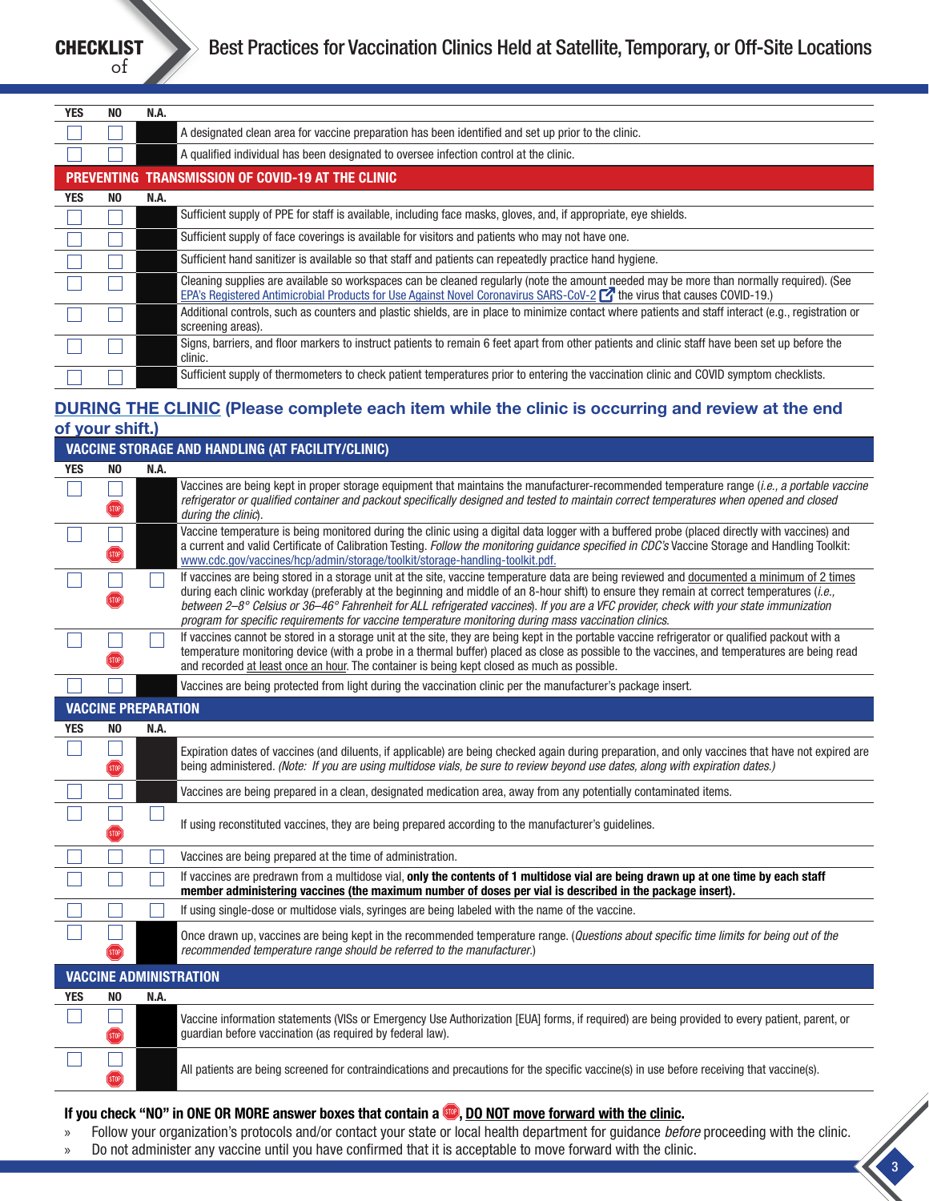| YES | NO | N.A. | |
|---|---|---|---|
| ☐ | ☐ | | A designated clean area for vaccine preparation has been identified and set up prior to the clinic. |
| ☐ | ☐ | | A qualified individual has been designated to oversee infection control at the clinic. |

### PREVENTING TRANSMISSION OF COVID-19 AT THE CLINIC

| YES | NO | N.A. | |
|---|---|---|---|
| ☐ | ☐ | | Sufficient supply of PPE for staff is available, including face masks, gloves, and, if appropriate, eye shields. |
| ☐ | ☐ | | Sufficient supply of face coverings is available for visitors and patients who may not have one. |
| ☐ | ☐ | | Sufficient hand sanitizer is available so that staff and patients can repeatedly practice hand hygiene. |
| ☐ | ☐ | | Cleaning supplies are available so workspaces can be cleaned regularly (note the amount needed may be more than normally required). (See EPA's Registered Antimicrobial Products for Use Against Novel Coronavirus SARS-CoV-2 the virus that causes COVID-19.) |
| ☐ | ☐ | | Additional controls, such as counters and plastic shields, are in place to minimize contact where patients and staff interact (e.g., registration or screening areas). |
| ☐ | ☐ | | Signs, barriers, and floor markers to instruct patients to remain 6 feet apart from other patients and clinic staff have been set up before the clinic. |
| ☐ | ☐ | | Sufficient supply of thermometers to check patient temperatures prior to entering the vaccination clinic and COVID symptom checklists. |

## DURING THE CLINIC (Please complete each item while the clinic is occurring and review at the end of your shift.)

### VACCINE STORAGE AND HANDLING (AT FACILITY/CLINIC)

| YES | NO | N.A. | |
|---|---|---|---|
| ☐ | ☐ STOP | | Vaccines are being kept in proper storage equipment that maintains the manufacturer-recommended temperature range (*i.e., a portable vaccine refrigerator or qualified container and packout specifically designed and tested to maintain correct temperatures when opened and closed during the clinic*). |
| ☐ | ☐ STOP | | Vaccine temperature is being monitored during the clinic using a digital data logger with a buffered probe (placed directly with vaccines) and a current and valid Certificate of Calibration Testing. *Follow the monitoring guidance specified in CDC's* Vaccine Storage and Handling Toolkit: www.cdc.gov/vaccines/hcp/admin/storage/toolkit/storage-handling-toolkit.pdf. |
| ☐ | ☐ STOP | ☐ | If vaccines are being stored in a storage unit at the site, vaccine temperature data are being reviewed and documented a minimum of 2 times during each clinic workday (preferably at the beginning and middle of an 8-hour shift) to ensure they remain at correct temperatures (*i.e., between 2–8° Celsius or 36–46° Fahrenheit for ALL refrigerated vaccines*). *If you are a VFC provider, check with your state immunization program for specific requirements for vaccine temperature monitoring during mass vaccination clinics.* |
| ☐ | ☐ STOP | ☐ | If vaccines cannot be stored in a storage unit at the site, they are being kept in the portable vaccine refrigerator or qualified packout with a temperature monitoring device (with a probe in a thermal buffer) placed as close as possible to the vaccines, and temperatures are being read and recorded at least once an hour. The container is being kept closed as much as possible. |
| ☐ | ☐ | | Vaccines are being protected from light during the vaccination clinic per the manufacturer's package insert. |

### VACCINE PREPARATION

| YES | NO | N.A. | |
|---|---|---|---|
| ☐ | ☐ STOP | | Expiration dates of vaccines (and diluents, if applicable) are being checked again during preparation, and only vaccines that have not expired are being administered. *(Note: If you are using multidose vials, be sure to review beyond use dates, along with expiration dates.)* |
| ☐ | ☐ | | Vaccines are being prepared in a clean, designated medication area, away from any potentially contaminated items. |
| ☐ | ☐ STOP | ☐ | If using reconstituted vaccines, they are being prepared according to the manufacturer's guidelines. |
| ☐ | ☐ | ☐ | Vaccines are being prepared at the time of administration. |
| ☐ | ☐ | ☐ | If vaccines are predrawn from a multidose vial, **only the contents of 1 multidose vial are being drawn up at one time by each staff member administering vaccines (the maximum number of doses per vial is described in the package insert).** |
| ☐ | ☐ | ☐ | If using single-dose or multidose vials, syringes are being labeled with the name of the vaccine. |
| ☐ | ☐ STOP | | Once drawn up, vaccines are being kept in the recommended temperature range. (*Questions about specific time limits for being out of the recommended temperature range should be referred to the manufacturer.*) |

### VACCINE ADMINISTRATION

| YES | NO | N.A. | |
|---|---|---|---|
| ☐ | ☐ STOP | | Vaccine information statements (VISs or Emergency Use Authorization [EUA] forms, if required) are being provided to every patient, parent, or guardian before vaccination (as required by federal law). |
| ☐ | ☐ STOP | | All patients are being screened for contraindications and precautions for the specific vaccine(s) in use before receiving that vaccine(s). |

**If you check "NO" in ONE OR MORE answer boxes that contain a STOP, DO NOT move forward with the clinic.**

» Follow your organization's protocols and/or contact your state or local health department for guidance *before* proceeding with the clinic.

» Do not administer any vaccine until you have confirmed that it is acceptable to move forward with the clinic.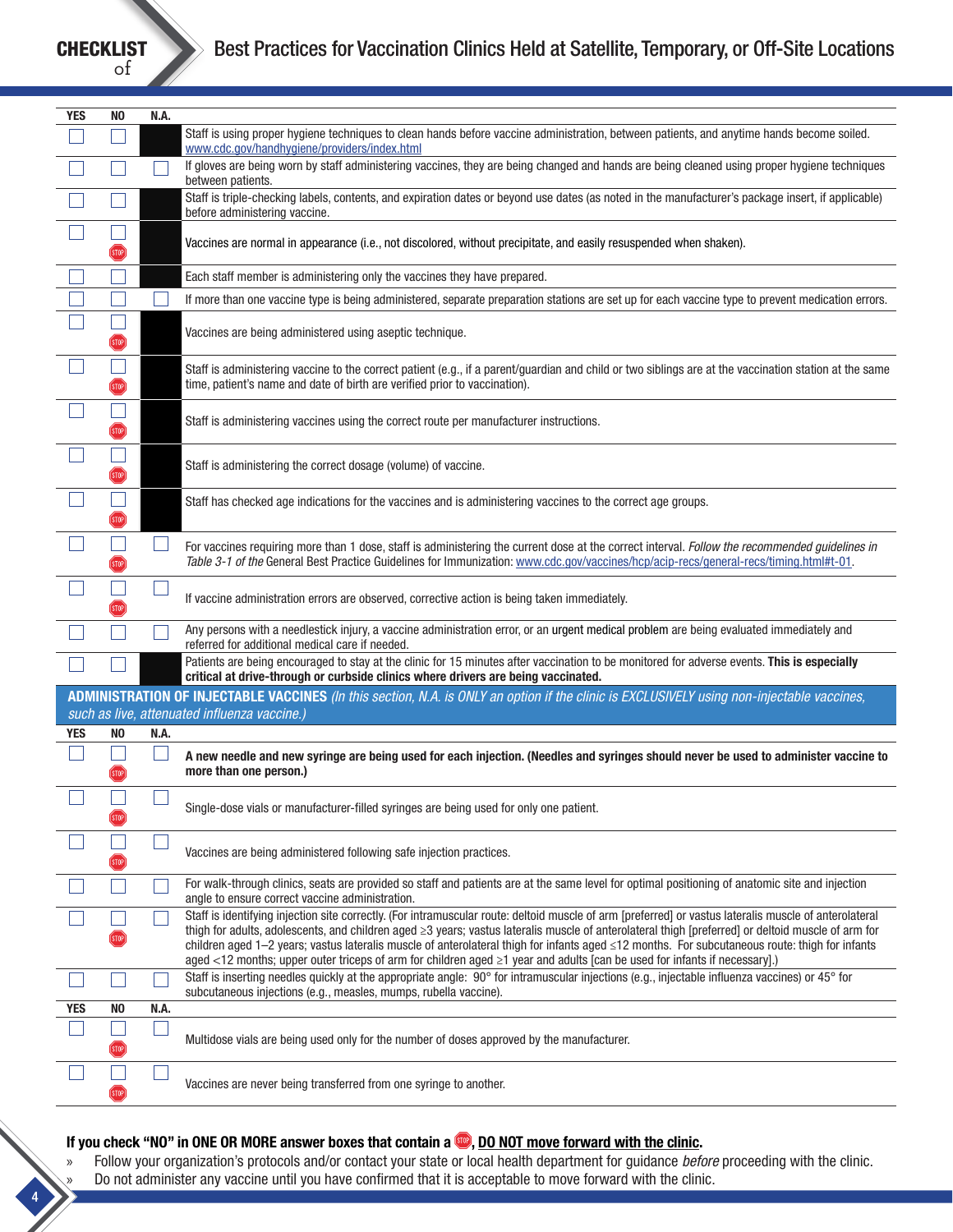# CHECKLIST of Best Practices for Vaccination Clinics Held at Satellite, Temporary, or Off-Site Locations

| YES | NO | N.A. | |
|---|---|---|---|
| ☐ | ☐ | | Staff is using proper hygiene techniques to clean hands before vaccine administration, between patients, and anytime hands become soiled. www.cdc.gov/handhygiene/providers/index.html |
| ☐ | ☐ | ☐ | If gloves are being worn by staff administering vaccines, they are being changed and hands are being cleaned using proper hygiene techniques between patients. |
| ☐ | ☐ | | Staff is triple-checking labels, contents, and expiration dates or beyond use dates (as noted in the manufacturer's package insert, if applicable) before administering vaccine. |
| ☐ | ☐ STOP | | Vaccines are normal in appearance (i.e., not discolored, without precipitate, and easily resuspended when shaken). |
| ☐ | ☐ | | Each staff member is administering only the vaccines they have prepared. |
| ☐ | ☐ | ☐ | If more than one vaccine type is being administered, separate preparation stations are set up for each vaccine type to prevent medication errors. |
| ☐ | ☐ STOP | | Vaccines are being administered using aseptic technique. |
| ☐ | ☐ STOP | | Staff is administering vaccine to the correct patient (e.g., if a parent/guardian and child or two siblings are at the vaccination station at the same time, patient's name and date of birth are verified prior to vaccination). |
| ☐ | ☐ STOP | | Staff is administering vaccines using the correct route per manufacturer instructions. |
| ☐ | ☐ STOP | | Staff is administering the correct dosage (volume) of vaccine. |
| ☐ | ☐ STOP | | Staff has checked age indications for the vaccines and is administering vaccines to the correct age groups. |
| ☐ | ☐ STOP | ☐ | For vaccines requiring more than 1 dose, staff is administering the current dose at the correct interval. *Follow the recommended guidelines in Table 3-1 of the* General Best Practice Guidelines for Immunization: www.cdc.gov/vaccines/hcp/acip-recs/general-recs/timing.html#t-01. |
| ☐ | ☐ STOP | ☐ | If vaccine administration errors are observed, corrective action is being taken immediately. |
| ☐ | ☐ | ☐ | Any persons with a needlestick injury, a vaccine administration error, or an urgent medical problem are being evaluated immediately and referred for additional medical care if needed. |
| ☐ | ☐ | | Patients are being encouraged to stay at the clinic for 15 minutes after vaccination to be monitored for adverse events. **This is especially critical at drive-through or curbside clinics where drivers are being vaccinated.** |

## ADMINISTRATION OF INJECTABLE VACCINES

*(In this section, N.A. is ONLY an option if the clinic is EXCLUSIVELY using non-injectable vaccines, such as live, attenuated influenza vaccine.)*

| YES | NO | N.A. | |
|---|---|---|---|
| ☐ | ☐ STOP | ☐ | **A new needle and new syringe are being used for each injection. (Needles and syringes should never be used to administer vaccine to more than one person.)** |
| ☐ | ☐ STOP | ☐ | Single-dose vials or manufacturer-filled syringes are being used for only one patient. |
| ☐ | ☐ STOP | ☐ | Vaccines are being administered following safe injection practices. |
| ☐ | ☐ | ☐ | For walk-through clinics, seats are provided so staff and patients are at the same level for optimal positioning of anatomic site and injection angle to ensure correct vaccine administration. |
| ☐ | ☐ STOP | ☐ | Staff is identifying injection site correctly. (For intramuscular route: deltoid muscle of arm [preferred] or vastus lateralis muscle of anterolateral thigh for adults, adolescents, and children aged ≥3 years; vastus lateralis muscle of anterolateral thigh [preferred] or deltoid muscle of arm for children aged 1–2 years; vastus lateralis muscle of anterolateral thigh for infants aged ≤12 months. For subcutaneous route: thigh for infants aged <12 months; upper outer triceps of arm for children aged ≥1 year and adults [can be used for infants if necessary].) |
| ☐ | ☐ | ☐ | Staff is inserting needles quickly at the appropriate angle: 90° for intramuscular injections (e.g., injectable influenza vaccines) or 45° for subcutaneous injections (e.g., measles, mumps, rubella vaccine). |

| YES | NO | N.A. | |
|---|---|---|---|
| ☐ | ☐ STOP | ☐ | Multidose vials are being used only for the number of doses approved by the manufacturer. |
| ☐ | ☐ STOP | ☐ | Vaccines are never being transferred from one syringe to another. |

**If you check "NO" in ONE OR MORE answer boxes that contain a STOP, DO NOT move forward with the clinic.**

- Follow your organization's protocols and/or contact your state or local health department for guidance *before* proceeding with the clinic.
- Do not administer any vaccine until you have confirmed that it is acceptable to move forward with the clinic.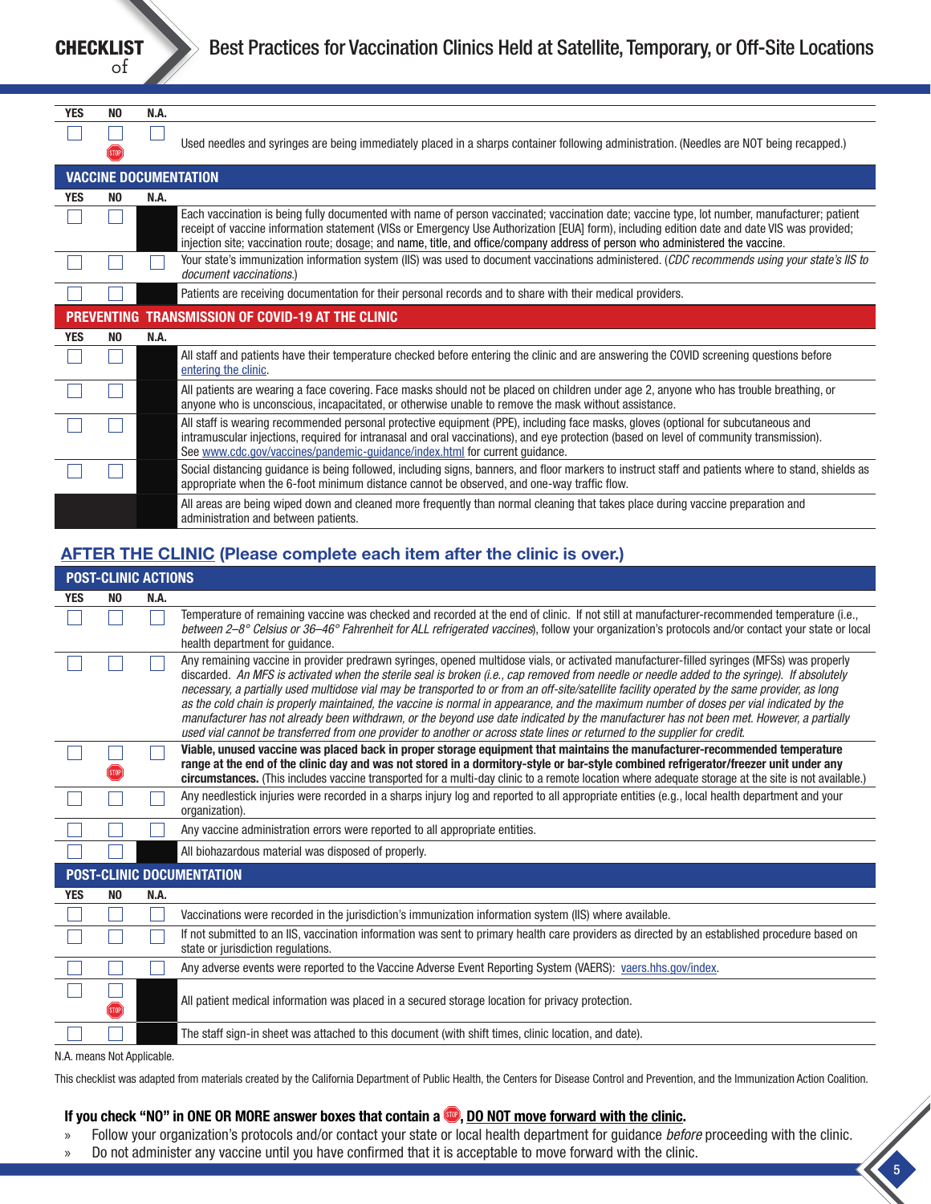| YES | NO | N.A. | |
|---|---|---|---|
| ☐ | ☐ STOP | ☐ | Used needles and syringes are being immediately placed in a sharps container following administration. (Needles are NOT being recapped.) |

### VACCINE DOCUMENTATION

| YES | NO | N.A. | |
|---|---|---|---|
| ☐ | ☐ | | Each vaccination is being fully documented with name of person vaccinated; vaccination date; vaccine type, lot number, manufacturer; patient receipt of vaccine information statement (VISs or Emergency Use Authorization [EUA] form), including edition date and date VIS was provided; injection site; vaccination route; dosage; and name, title, and office/company address of person who administered the vaccine. |
| ☐ | ☐ | ☐ | Your state's immunization information system (IIS) was used to document vaccinations administered. (*CDC recommends using your state's IIS to document vaccinations.*) |
| ☐ | ☐ | | Patients are receiving documentation for their personal records and to share with their medical providers. |

### PREVENTING TRANSMISSION OF COVID-19 AT THE CLINIC

| YES | NO | N.A. | |
|---|---|---|---|
| ☐ | ☐ | | All staff and patients have their temperature checked before entering the clinic and are answering the COVID screening questions before entering the clinic. |
| ☐ | ☐ | | All patients are wearing a face covering. Face masks should not be placed on children under age 2, anyone who has trouble breathing, or anyone who is unconscious, incapacitated, or otherwise unable to remove the mask without assistance. |
| ☐ | ☐ | | All staff is wearing recommended personal protective equipment (PPE), including face masks, gloves (optional for subcutaneous and intramuscular injections, required for intranasal and oral vaccinations), and eye protection (based on level of community transmission). See www.cdc.gov/vaccines/pandemic-guidance/index.html for current guidance. |
| ☐ | ☐ | | Social distancing guidance is being followed, including signs, banners, and floor markers to instruct staff and patients where to stand, shields as appropriate when the 6-foot minimum distance cannot be observed, and one-way traffic flow. |
| | | | All areas are being wiped down and cleaned more frequently than normal cleaning that takes place during vaccine preparation and administration and between patients. |

## AFTER THE CLINIC (Please complete each item after the clinic is over.)

### POST-CLINIC ACTIONS

| YES | NO | N.A. | |
|---|---|---|---|
| ☐ | ☐ | ☐ | Temperature of remaining vaccine was checked and recorded at the end of clinic. If not still at manufacturer-recommended temperature (i.e., *between 2–8° Celsius or 36–46° Fahrenheit for ALL refrigerated vaccines*), follow your organization's protocols and/or contact your state or local health department for guidance. |
| ☐ | ☐ | ☐ | Any remaining vaccine in provider predrawn syringes, opened multidose vials, or activated manufacturer-filled syringes (MFSs) was properly discarded. *An MFS is activated when the sterile seal is broken (i.e., cap removed from needle or needle added to the syringe). If absolutely necessary, a partially used multidose vial may be transported to or from an off-site/satellite facility operated by the same provider, as long as the cold chain is properly maintained, the vaccine is normal in appearance, and the maximum number of doses per vial indicated by the manufacturer has not already been withdrawn, or the beyond use date indicated by the manufacturer has not been met. However, a partially used vial cannot be transferred from one provider to another or across state lines or returned to the supplier for credit.* |
| ☐ | ☐ STOP | ☐ | **Viable, unused vaccine was placed back in proper storage equipment that maintains the manufacturer-recommended temperature range at the end of the clinic day and was not stored in a dormitory-style or bar-style combined refrigerator/freezer unit under any circumstances.** (This includes vaccine transported for a multi-day clinic to a remote location where adequate storage at the site is not available.) |
| ☐ | ☐ | ☐ | Any needlestick injuries were recorded in a sharps injury log and reported to all appropriate entities (e.g., local health department and your organization). |
| ☐ | ☐ | ☐ | Any vaccine administration errors were reported to all appropriate entities. |
| ☐ | ☐ | | All biohazardous material was disposed of properly. |

### POST-CLINIC DOCUMENTATION

| YES | NO | N.A. | |
|---|---|---|---|
| ☐ | ☐ | ☐ | Vaccinations were recorded in the jurisdiction's immunization information system (IIS) where available. |
| ☐ | ☐ | ☐ | If not submitted to an IIS, vaccination information was sent to primary health care providers as directed by an established procedure based on state or jurisdiction regulations. |
| ☐ | ☐ | ☐ | Any adverse events were reported to the Vaccine Adverse Event Reporting System (VAERS): vaers.hhs.gov/index. |
| ☐ | ☐ STOP | | All patient medical information was placed in a secured storage location for privacy protection. |
| ☐ | ☐ | | The staff sign-in sheet was attached to this document (with shift times, clinic location, and date). |

N.A. means Not Applicable.

This checklist was adapted from materials created by the California Department of Public Health, the Centers for Disease Control and Prevention, and the Immunization Action Coalition.

**If you check "NO" in ONE OR MORE answer boxes that contain a STOP, DO NOT move forward with the clinic.**

- Follow your organization's protocols and/or contact your state or local health department for guidance *before* proceeding with the clinic.
- Do not administer any vaccine until you have confirmed that it is acceptable to move forward with the clinic.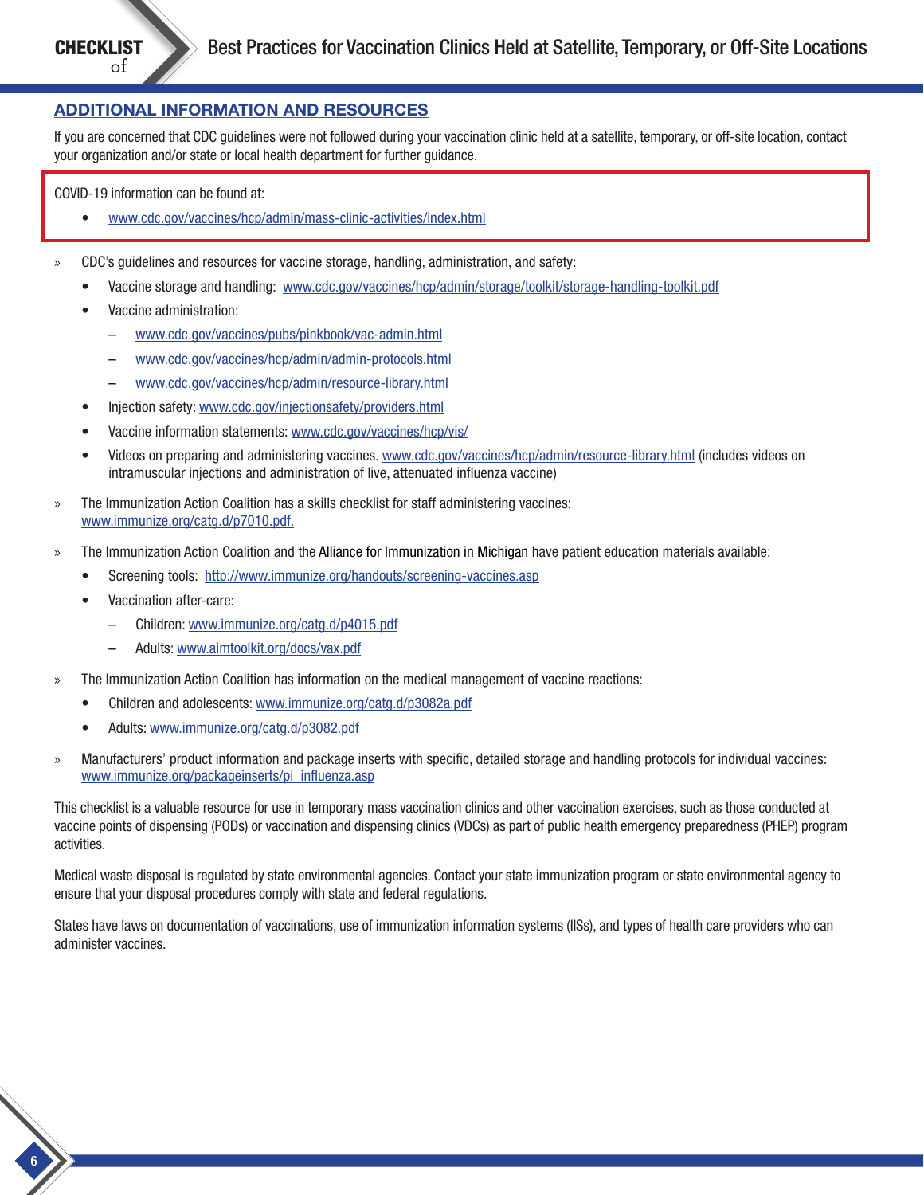## ADDITIONAL INFORMATION AND RESOURCES

If you are concerned that CDC guidelines were not followed during your vaccination clinic held at a satellite, temporary, or off-site location, contact your organization and/or state or local health department for further guidance.

COVID-19 information can be found at:

- www.cdc.gov/vaccines/hcp/admin/mass-clinic-activities/index.html

» CDC's guidelines and resources for vaccine storage, handling, administration, and safety:
  - Vaccine storage and handling: www.cdc.gov/vaccines/hcp/admin/storage/toolkit/storage-handling-toolkit.pdf
  - Vaccine administration:
    - www.cdc.gov/vaccines/pubs/pinkbook/vac-admin.html
    - www.cdc.gov/vaccines/hcp/admin/admin-protocols.html
    - www.cdc.gov/vaccines/hcp/admin/resource-library.html
  - Injection safety: www.cdc.gov/injectionsafety/providers.html
  - Vaccine information statements: www.cdc.gov/vaccines/hcp/vis/
  - Videos on preparing and administering vaccines. www.cdc.gov/vaccines/hcp/admin/resource-library.html (includes videos on intramuscular injections and administration of live, attenuated influenza vaccine)

» The Immunization Action Coalition has a skills checklist for staff administering vaccines: www.immunize.org/catg.d/p7010.pdf.

» The Immunization Action Coalition and the Alliance for Immunization in Michigan have patient education materials available:
  - Screening tools: http://www.immunize.org/handouts/screening-vaccines.asp
  - Vaccination after-care:
    - Children: www.immunize.org/catg.d/p4015.pdf
    - Adults: www.aimtoolkit.org/docs/vax.pdf

» The Immunization Action Coalition has information on the medical management of vaccine reactions:
  - Children and adolescents: www.immunize.org/catg.d/p3082a.pdf
  - Adults: www.immunize.org/catg.d/p3082.pdf

» Manufacturers' product information and package inserts with specific, detailed storage and handling protocols for individual vaccines: www.immunize.org/packageinserts/pi_influenza.asp

This checklist is a valuable resource for use in temporary mass vaccination clinics and other vaccination exercises, such as those conducted at vaccine points of dispensing (PODs) or vaccination and dispensing clinics (VDCs) as part of public health emergency preparedness (PHEP) program activities.

Medical waste disposal is regulated by state environmental agencies. Contact your state immunization program or state environmental agency to ensure that your disposal procedures comply with state and federal regulations.

States have laws on documentation of vaccinations, use of immunization information systems (IISs), and types of health care providers who can administer vaccines.